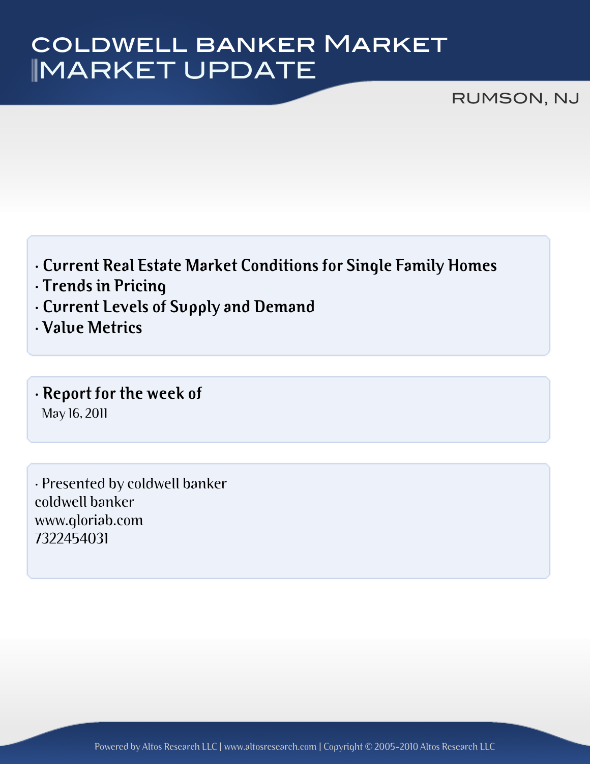# COLDWELL BANKER MARKET MARKET UPDATE

RUMSON, NJ

- **Current Real Estate Market Conditions for Single Family Homes**
- **Trends in Pricing**
- **Current Levels of Supply and Demand**
- **Value Metrics**

- **Report for the week of**

May 16, 2011

- Presented by coldwell banker

coldwell banker
www.gloriab.com
7322454031

Powered by Altos Research LLC | www.altosresearch.com | Copyright © 2005-2010 Altos Research LLC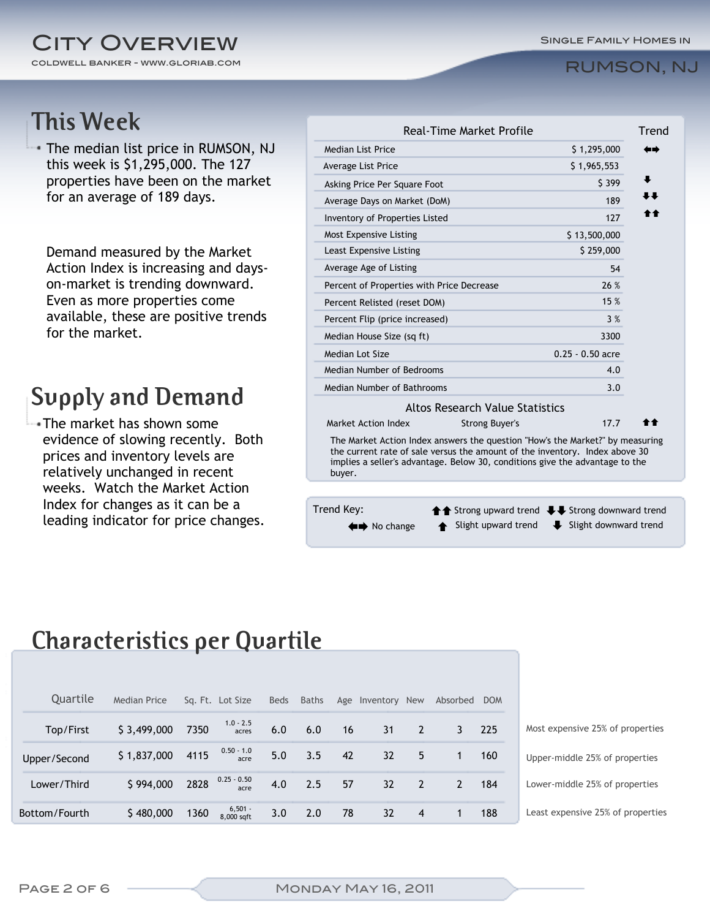# City Overview

COLDWELL BANKER - WWW.GLORIAB.COM

Single Family Homes in

## RUMSON, NJ

## This Week

- The median list price in RUMSON, NJ this week is $1,295,000. The 127 properties have been on the market for an average of 189 days.

Demand measured by the Market Action Index is increasing and days-on-market is trending downward. Even as more properties come available, these are positive trends for the market.

## Supply and Demand

- The market has shown some evidence of slowing recently. Both prices and inventory levels are relatively unchanged in recent weeks. Watch the Market Action Index for changes as it can be a leading indicator for price changes.

| Real-Time Market Profile | | Trend |
|---|---|---|
| Median List Price | $ 1,295,000 | ⬅➡ |
| Average List Price | $ 1,965,553 | |
| Asking Price Per Square Foot | $ 399 | ⬇ |
| Average Days on Market (DoM) | 189 | ⬇⬇ |
| Inventory of Properties Listed | 127 | ⬆⬆ |
| Most Expensive Listing | $ 13,500,000 | |
| Least Expensive Listing | $ 259,000 | |
| Average Age of Listing | 54 | |
| Percent of Properties with Price Decrease | 26 % | |
| Percent Relisted (reset DOM) | 15 % | |
| Percent Flip (price increased) | 3 % | |
| Median House Size (sq ft) | 3300 | |
| Median Lot Size | 0.25 - 0.50 acre | |
| Median Number of Bedrooms | 4.0 | |
| Median Number of Bathrooms | 3.0 | |

| Altos Research Value Statistics | | | |
|---|---|---|---|
| Market Action Index | Strong Buyer's | 17.7 | ⬆⬆ |

The Market Action Index answers the question "How's the Market?" by measuring the current rate of sale versus the amount of the inventory. Index above 30 implies a seller's advantage. Below 30, conditions give the advantage to the buyer.

Trend Key: ⬆⬆ Strong upward trend ⬇⬇ Strong downward trend ⬅➡ No change ⬆ Slight upward trend ⬇ Slight downward trend

## Characteristics per Quartile

| Quartile | Median Price | Sq. Ft. | Lot Size | Beds | Baths | Age | Inventory | New | Absorbed | DOM | |
|---|---|---|---|---|---|---|---|---|---|---|---|
| Top/First | $ 3,499,000 | 7350 | 1.0 - 2.5 acres | 6.0 | 6.0 | 16 | 31 | 2 | 3 | 225 | Most expensive 25% of properties |
| Upper/Second | $ 1,837,000 | 4115 | 0.50 - 1.0 acre | 5.0 | 3.5 | 42 | 32 | 5 | 1 | 160 | Upper-middle 25% of properties |
| Lower/Third | $ 994,000 | 2828 | 0.25 - 0.50 acre | 4.0 | 2.5 | 57 | 32 | 2 | 2 | 184 | Lower-middle 25% of properties |
| Bottom/Fourth | $ 480,000 | 1360 | 6,501 - 8,000 sqft | 3.0 | 2.0 | 78 | 32 | 4 | 1 | 188 | Least expensive 25% of properties |

Monday May 16, 2011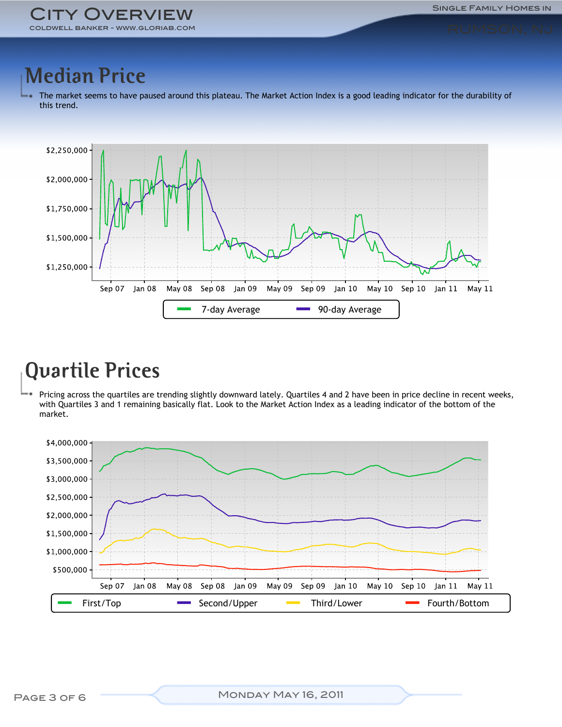# Median Price

The market seems to have paused around this plateau. The Market Action Index is a good leading indicator for the durability of this trend.

# Quartile Prices

Pricing across the quartiles are trending slightly downward lately. Quartiles 4 and 2 have been in price decline in recent weeks, with Quartiles 3 and 1 remaining basically flat. Look to the Market Action Index as a leading indicator of the bottom of the market.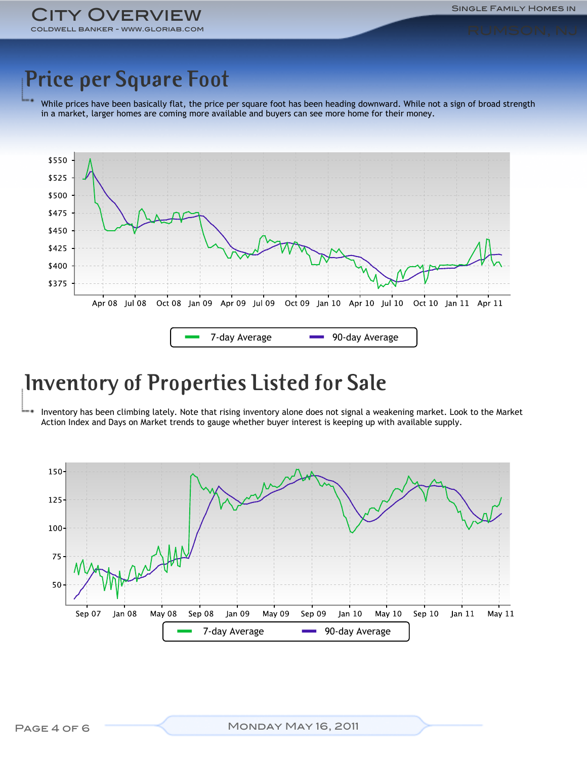# Price per Square Foot

While prices have been basically flat, the price per square foot has been heading downward. While not a sign of broad strength in a market, larger homes are coming more available and buyers can see more home for their money.

# Inventory of Properties Listed for Sale

Inventory has been climbing lately. Note that rising inventory alone does not signal a weakening market. Look to the Market Action Index and Days on Market trends to gauge whether buyer interest is keeping up with available supply.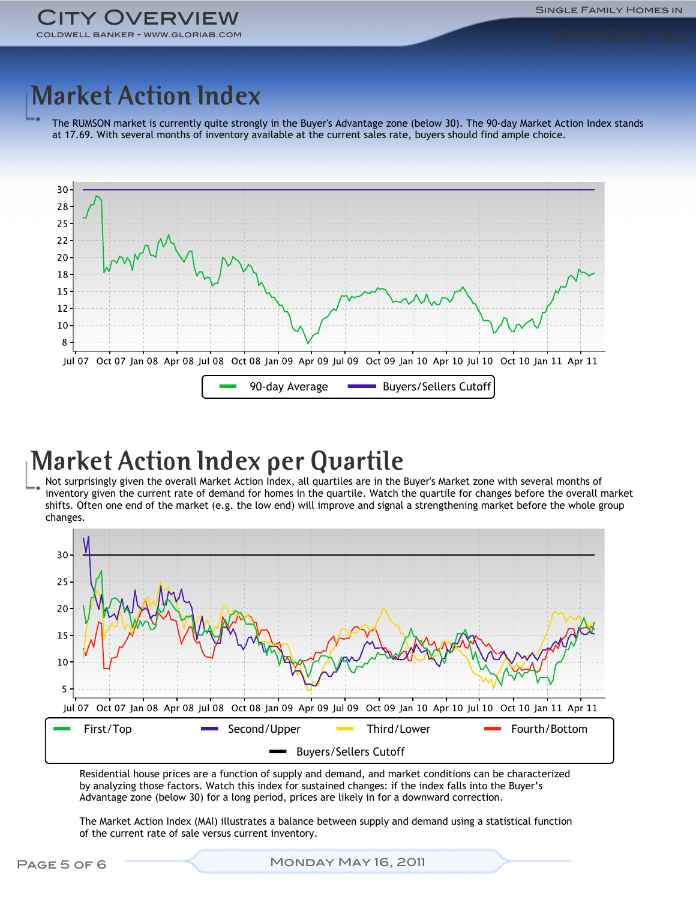# Market Action Index

The RUMSON market is currently quite strongly in the Buyer's Advantage zone (below 30). The 90-day Market Action Index stands at 17.69. With several months of inventory available at the current sales rate, buyers should find ample choice.

# Market Action Index per Quartile

Not surprisingly given the overall Market Action Index, all quartiles are in the Buyer's Market zone with several months of inventory given the current rate of demand for homes in the quartile. Watch the quartile for changes before the overall market shifts. Often one end of the market (e.g. the low end) will improve and signal a strengthening market before the whole group changes.

Residential house prices are a function of supply and demand, and market conditions can be characterized by analyzing those factors. Watch this index for sustained changes: if the index falls into the Buyer's Advantage zone (below 30) for a long period, prices are likely in for a downward correction.

The Market Action Index (MAI) illustrates a balance between supply and demand using a statistical function of the current rate of sale versus current inventory.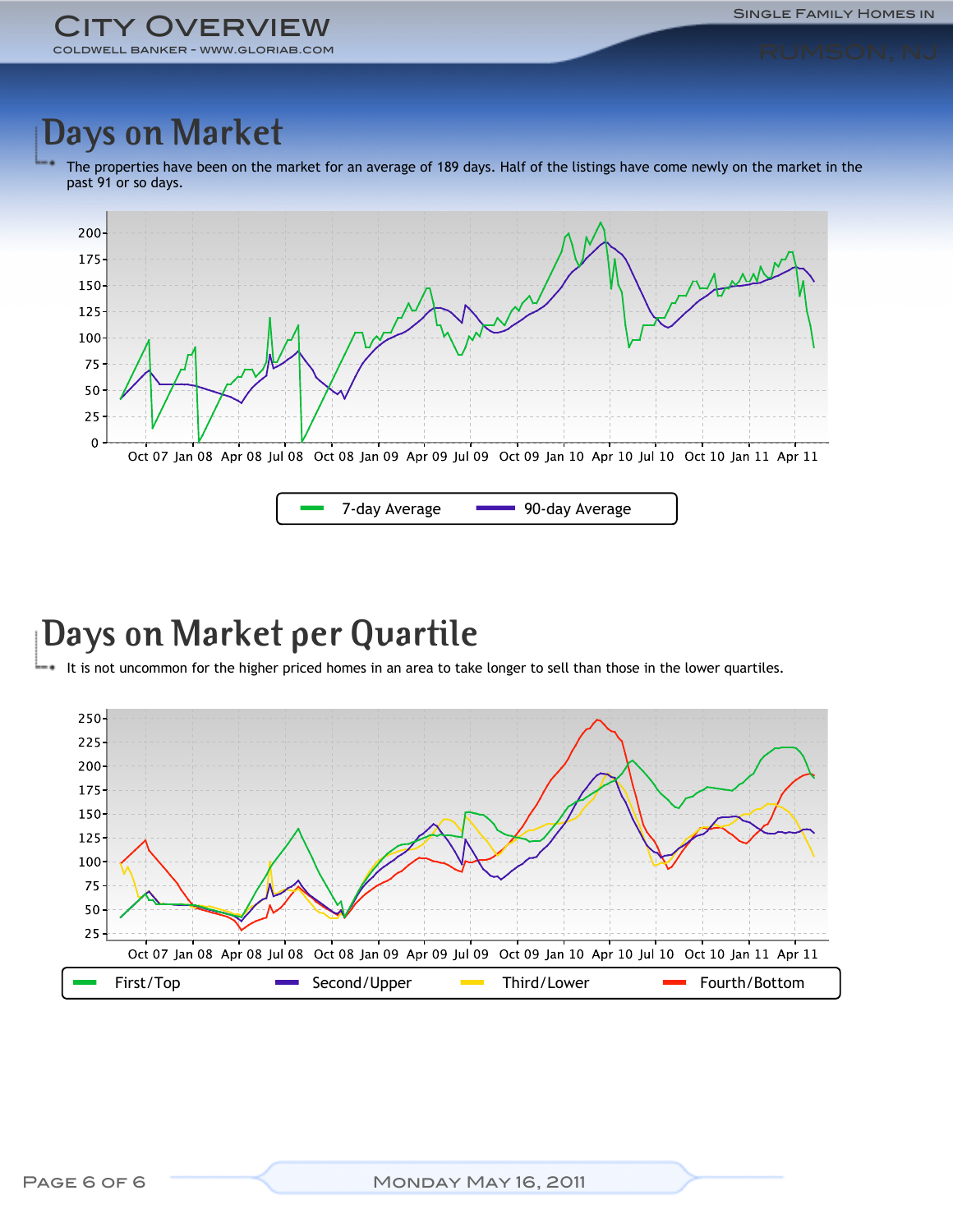## Days on Market

The properties have been on the market for an average of 189 days. Half of the listings have come newly on the market in the past 91 or so days.

200
175
150
125
100
75
50
25
0

Oct 07 Jan 08 Apr 08 Jul 08 Oct 08 Jan 09 Apr 09 Jul 09 Oct 09 Jan 10 Apr 10 Jul 10 Oct 10 Jan 11 Apr 11

7-day Average
90-day Average

## Days on Market per Quartile

It is not uncommon for the higher priced homes in an area to take longer to sell than those in the lower quartiles.

250
225
200
175
150
125
100
75
50
25

Oct 07 Jan 08 Apr 08 Jul 08 Oct 08 Jan 09 Apr 09 Jul 09 Oct 09 Jan 10 Apr 10 Jul 10 Oct 10 Jan 11 Apr 11

First/Top
Second/Upper
Third/Lower
Fourth/Bottom